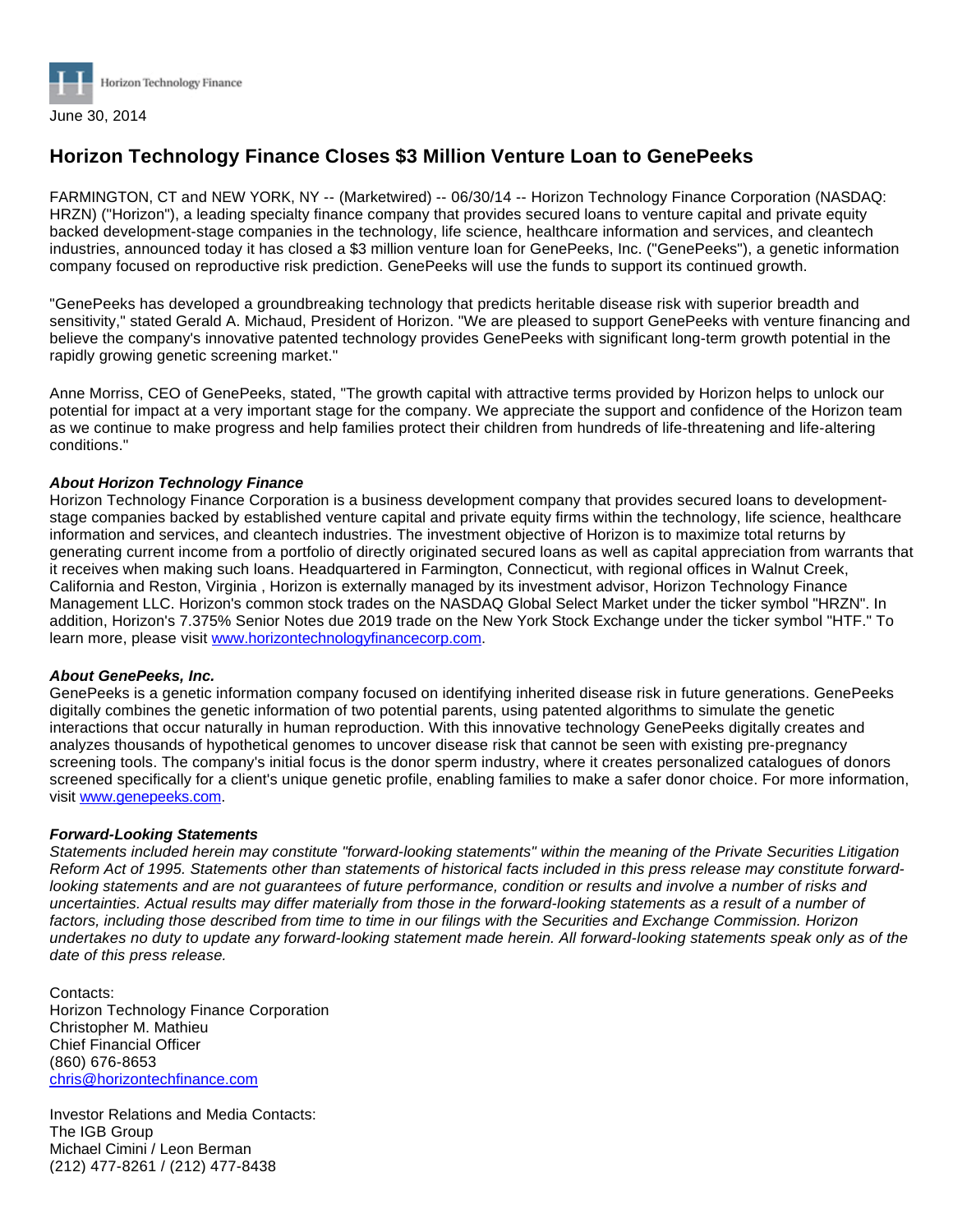Horizon Technology Finance

June 30, 2014

# Horizon Technology Finance Closes $3 Million Venture Loan to GenePeeks

FARMINGTON, CT and NEW YORK, NY -- (Marketwired) -- 06/30/14 -- Horizon Technology Finance Corporation (NASDAQ: HRZN) ("Horizon"), a leading specialty finance company that provides secured loans to venture capital and private equity backed development-stage companies in the technology, life science, healthcare information and services, and cleantech industries, announced today it has closed a $3 million venture loan for GenePeeks, Inc. ("GenePeeks"), a genetic information company focused on reproductive risk prediction. GenePeeks will use the funds to support its continued growth.

"GenePeeks has developed a groundbreaking technology that predicts heritable disease risk with superior breadth and sensitivity," stated Gerald A. Michaud, President of Horizon. "We are pleased to support GenePeeks with venture financing and believe the company's innovative patented technology provides GenePeeks with significant long-term growth potential in the rapidly growing genetic screening market."

Anne Morriss, CEO of GenePeeks, stated, "The growth capital with attractive terms provided by Horizon helps to unlock our potential for impact at a very important stage for the company. We appreciate the support and confidence of the Horizon team as we continue to make progress and help families protect their children from hundreds of life-threatening and life-altering conditions."

***About Horizon Technology Finance***

Horizon Technology Finance Corporation is a business development company that provides secured loans to development-stage companies backed by established venture capital and private equity firms within the technology, life science, healthcare information and services, and cleantech industries. The investment objective of Horizon is to maximize total returns by generating current income from a portfolio of directly originated secured loans as well as capital appreciation from warrants that it receives when making such loans. Headquartered in Farmington, Connecticut, with regional offices in Walnut Creek, California and Reston, Virginia , Horizon is externally managed by its investment advisor, Horizon Technology Finance Management LLC. Horizon's common stock trades on the NASDAQ Global Select Market under the ticker symbol "HRZN". In addition, Horizon's 7.375% Senior Notes due 2019 trade on the New York Stock Exchange under the ticker symbol "HTF." To learn more, please visit www.horizontechnologyfinancecorp.com.

***About GenePeeks, Inc.***

GenePeeks is a genetic information company focused on identifying inherited disease risk in future generations. GenePeeks digitally combines the genetic information of two potential parents, using patented algorithms to simulate the genetic interactions that occur naturally in human reproduction. With this innovative technology GenePeeks digitally creates and analyzes thousands of hypothetical genomes to uncover disease risk that cannot be seen with existing pre-pregnancy screening tools. The company's initial focus is the donor sperm industry, where it creates personalized catalogues of donors screened specifically for a client's unique genetic profile, enabling families to make a safer donor choice. For more information, visit www.genepeeks.com.

***Forward-Looking Statements***

*Statements included herein may constitute "forward-looking statements" within the meaning of the Private Securities Litigation Reform Act of 1995. Statements other than statements of historical facts included in this press release may constitute forward-looking statements and are not guarantees of future performance, condition or results and involve a number of risks and uncertainties. Actual results may differ materially from those in the forward-looking statements as a result of a number of factors, including those described from time to time in our filings with the Securities and Exchange Commission. Horizon undertakes no duty to update any forward-looking statement made herein. All forward-looking statements speak only as of the date of this press release.*

Contacts:
Horizon Technology Finance Corporation
Christopher M. Mathieu
Chief Financial Officer
(860) 676-8653
chris@horizontechfinance.com

Investor Relations and Media Contacts:
The IGB Group
Michael Cimini / Leon Berman
(212) 477-8261 / (212) 477-8438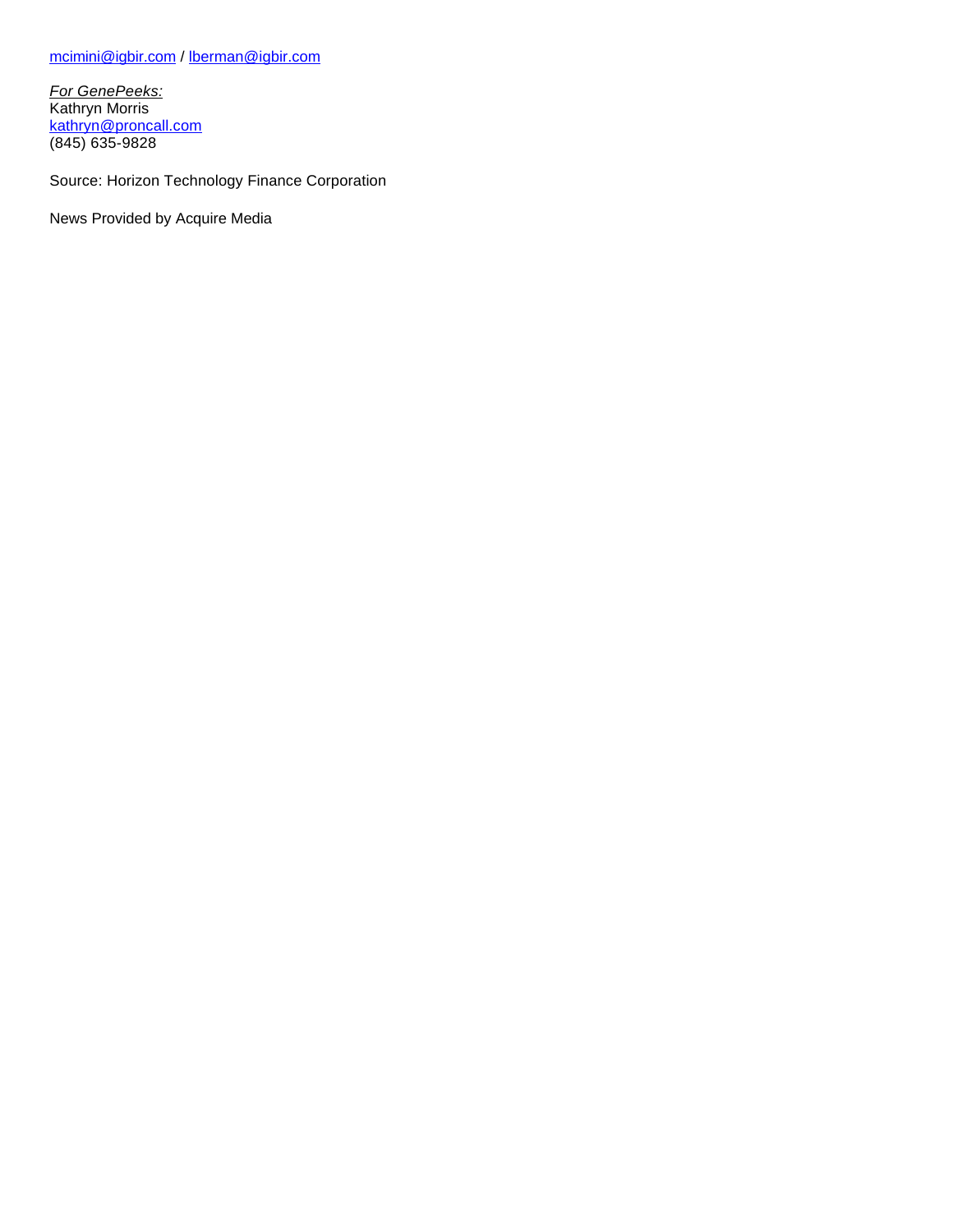mcimini@igbir.com / lberman@igbir.com

*For GenePeeks:*
Kathryn Morris
kathryn@proncall.com
(845) 635-9828

Source: Horizon Technology Finance Corporation

News Provided by Acquire Media